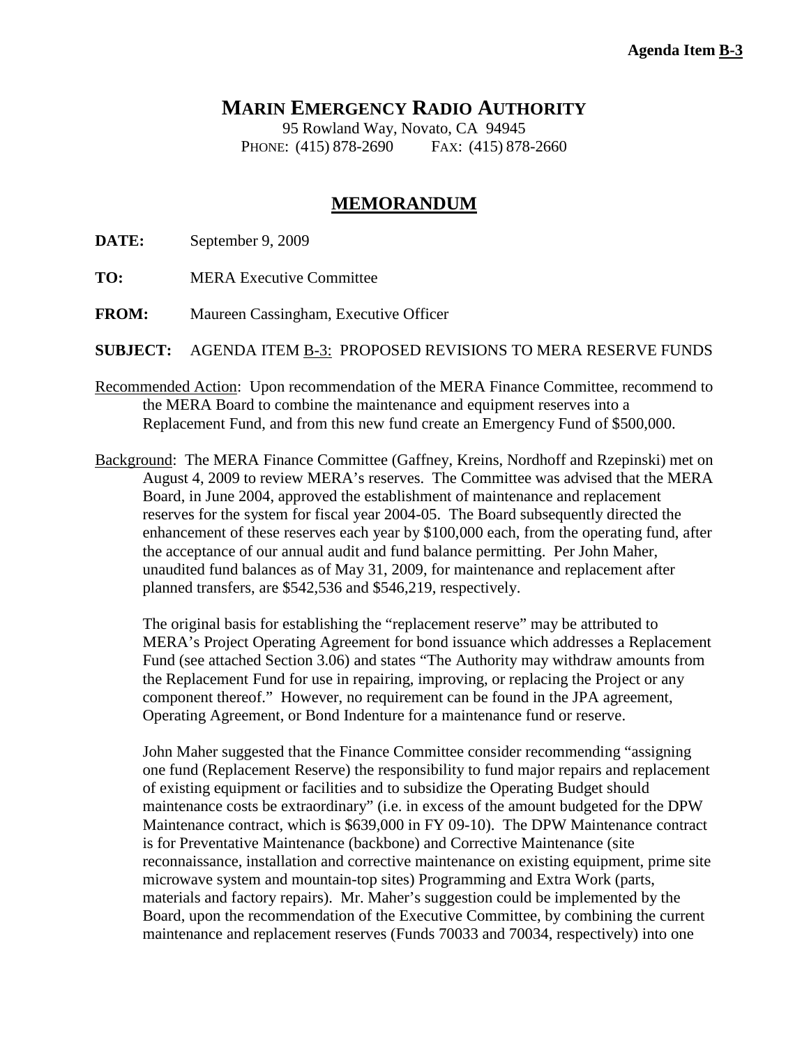**Agenda Item B-3**

# MARIN EMERGENCY RADIO AUTHORITY

95 Rowland Way, Novato, CA 94945
PHONE: (415) 878-2690 FAX: (415) 878-2660

## MEMORANDUM

**DATE:** September 9, 2009

**TO:** MERA Executive Committee

**FROM:** Maureen Cassingham, Executive Officer

**SUBJECT:** AGENDA ITEM B-3: PROPOSED REVISIONS TO MERA RESERVE FUNDS

Recommended Action: Upon recommendation of the MERA Finance Committee, recommend to the MERA Board to combine the maintenance and equipment reserves into a Replacement Fund, and from this new fund create an Emergency Fund of $500,000.

Background: The MERA Finance Committee (Gaffney, Kreins, Nordhoff and Rzepinski) met on August 4, 2009 to review MERA's reserves. The Committee was advised that the MERA Board, in June 2004, approved the establishment of maintenance and replacement reserves for the system for fiscal year 2004-05. The Board subsequently directed the enhancement of these reserves each year by $100,000 each, from the operating fund, after the acceptance of our annual audit and fund balance permitting. Per John Maher, unaudited fund balances as of May 31, 2009, for maintenance and replacement after planned transfers, are $542,536 and $546,219, respectively.

The original basis for establishing the "replacement reserve" may be attributed to MERA's Project Operating Agreement for bond issuance which addresses a Replacement Fund (see attached Section 3.06) and states "The Authority may withdraw amounts from the Replacement Fund for use in repairing, improving, or replacing the Project or any component thereof." However, no requirement can be found in the JPA agreement, Operating Agreement, or Bond Indenture for a maintenance fund or reserve.

John Maher suggested that the Finance Committee consider recommending "assigning one fund (Replacement Reserve) the responsibility to fund major repairs and replacement of existing equipment or facilities and to subsidize the Operating Budget should maintenance costs be extraordinary" (i.e. in excess of the amount budgeted for the DPW Maintenance contract, which is $639,000 in FY 09-10). The DPW Maintenance contract is for Preventative Maintenance (backbone) and Corrective Maintenance (site reconnaissance, installation and corrective maintenance on existing equipment, prime site microwave system and mountain-top sites) Programming and Extra Work (parts, materials and factory repairs). Mr. Maher's suggestion could be implemented by the Board, upon the recommendation of the Executive Committee, by combining the current maintenance and replacement reserves (Funds 70033 and 70034, respectively) into one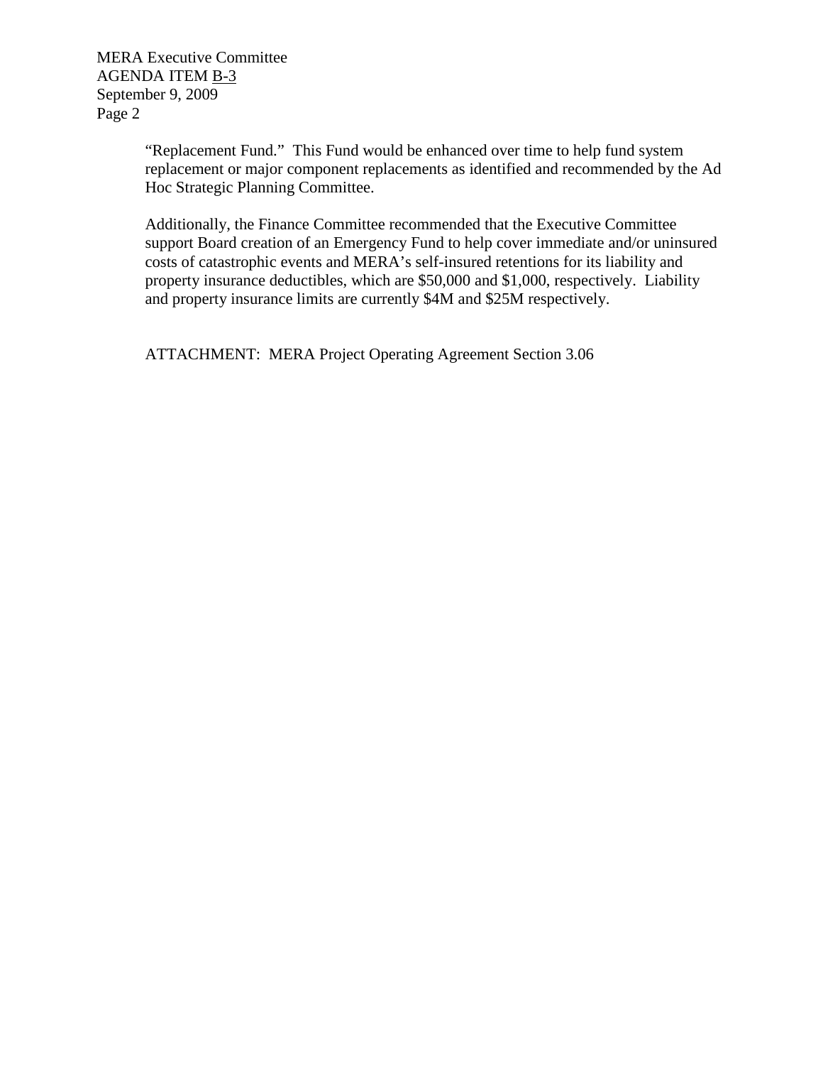"Replacement Fund." This Fund would be enhanced over time to help fund system replacement or major component replacements as identified and recommended by the Ad Hoc Strategic Planning Committee.

Additionally, the Finance Committee recommended that the Executive Committee support Board creation of an Emergency Fund to help cover immediate and/or uninsured costs of catastrophic events and MERA's self-insured retentions for its liability and property insurance deductibles, which are $50,000 and $1,000, respectively. Liability and property insurance limits are currently $4M and $25M respectively.

ATTACHMENT: MERA Project Operating Agreement Section 3.06